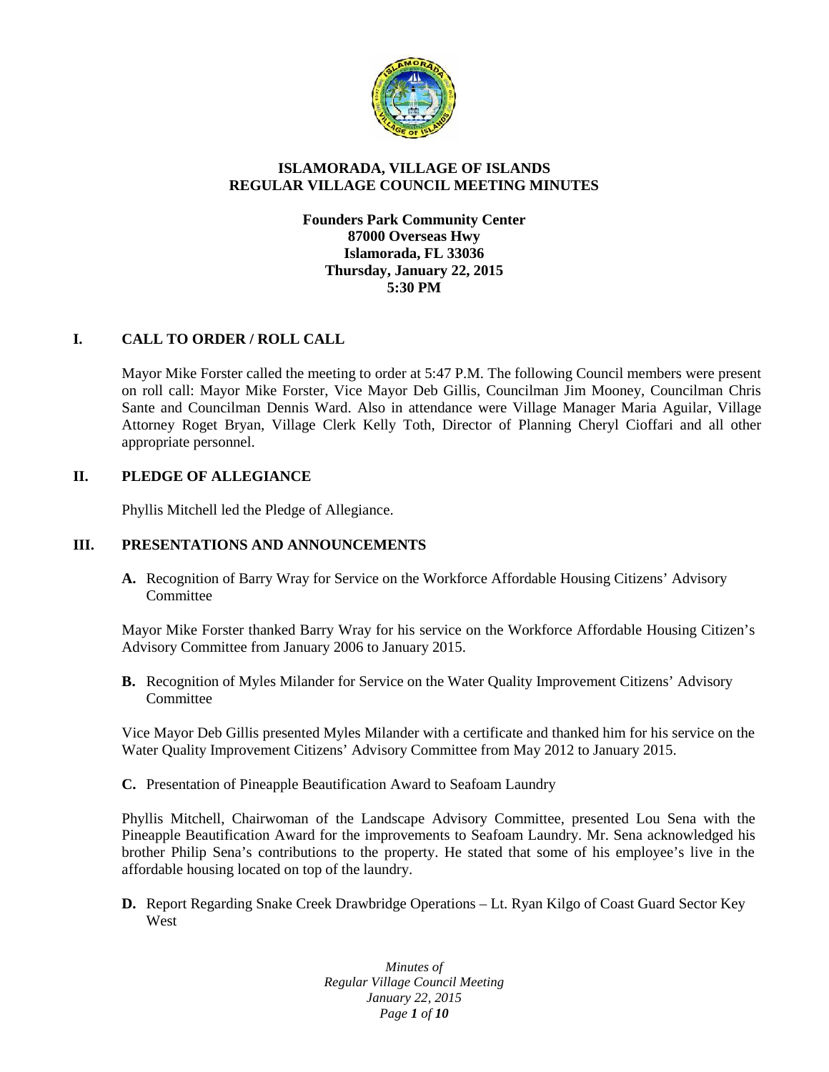**ISLAMORADA, VILLAGE OF ISLANDS**
**REGULAR VILLAGE COUNCIL MEETING MINUTES**

**Founders Park Community Center**
**87000 Overseas Hwy**
**Islamorada, FL 33036**
**Thursday, January 22, 2015**
**5:30 PM**

## I. CALL TO ORDER / ROLL CALL

Mayor Mike Forster called the meeting to order at 5:47 P.M. The following Council members were present on roll call: Mayor Mike Forster, Vice Mayor Deb Gillis, Councilman Jim Mooney, Councilman Chris Sante and Councilman Dennis Ward. Also in attendance were Village Manager Maria Aguilar, Village Attorney Roget Bryan, Village Clerk Kelly Toth, Director of Planning Cheryl Cioffari and all other appropriate personnel.

## II. PLEDGE OF ALLEGIANCE

Phyllis Mitchell led the Pledge of Allegiance.

## III. PRESENTATIONS AND ANNOUNCEMENTS

**A.** Recognition of Barry Wray for Service on the Workforce Affordable Housing Citizens' Advisory Committee

Mayor Mike Forster thanked Barry Wray for his service on the Workforce Affordable Housing Citizen's Advisory Committee from January 2006 to January 2015.

**B.** Recognition of Myles Milander for Service on the Water Quality Improvement Citizens' Advisory Committee

Vice Mayor Deb Gillis presented Myles Milander with a certificate and thanked him for his service on the Water Quality Improvement Citizens' Advisory Committee from May 2012 to January 2015.

**C.** Presentation of Pineapple Beautification Award to Seafoam Laundry

Phyllis Mitchell, Chairwoman of the Landscape Advisory Committee, presented Lou Sena with the Pineapple Beautification Award for the improvements to Seafoam Laundry. Mr. Sena acknowledged his brother Philip Sena's contributions to the property. He stated that some of his employee's live in the affordable housing located on top of the laundry.

**D.** Report Regarding Snake Creek Drawbridge Operations – Lt. Ryan Kilgo of Coast Guard Sector Key West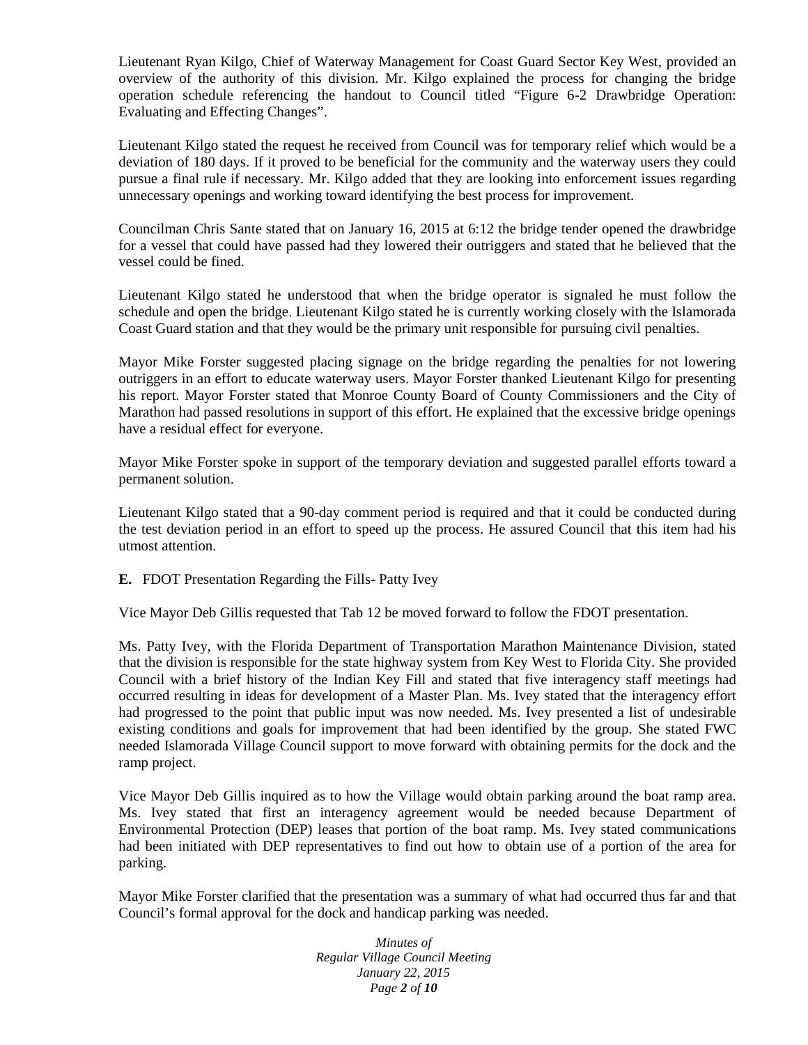Lieutenant Ryan Kilgo, Chief of Waterway Management for Coast Guard Sector Key West, provided an overview of the authority of this division. Mr. Kilgo explained the process for changing the bridge operation schedule referencing the handout to Council titled "Figure 6-2 Drawbridge Operation: Evaluating and Effecting Changes".

Lieutenant Kilgo stated the request he received from Council was for temporary relief which would be a deviation of 180 days. If it proved to be beneficial for the community and the waterway users they could pursue a final rule if necessary. Mr. Kilgo added that they are looking into enforcement issues regarding unnecessary openings and working toward identifying the best process for improvement.

Councilman Chris Sante stated that on January 16, 2015 at 6:12 the bridge tender opened the drawbridge for a vessel that could have passed had they lowered their outriggers and stated that he believed that the vessel could be fined.

Lieutenant Kilgo stated he understood that when the bridge operator is signaled he must follow the schedule and open the bridge. Lieutenant Kilgo stated he is currently working closely with the Islamorada Coast Guard station and that they would be the primary unit responsible for pursuing civil penalties.

Mayor Mike Forster suggested placing signage on the bridge regarding the penalties for not lowering outriggers in an effort to educate waterway users. Mayor Forster thanked Lieutenant Kilgo for presenting his report. Mayor Forster stated that Monroe County Board of County Commissioners and the City of Marathon had passed resolutions in support of this effort. He explained that the excessive bridge openings have a residual effect for everyone.

Mayor Mike Forster spoke in support of the temporary deviation and suggested parallel efforts toward a permanent solution.

Lieutenant Kilgo stated that a 90-day comment period is required and that it could be conducted during the test deviation period in an effort to speed up the process. He assured Council that this item had his utmost attention.

**E.** FDOT Presentation Regarding the Fills- Patty Ivey

Vice Mayor Deb Gillis requested that Tab 12 be moved forward to follow the FDOT presentation.

Ms. Patty Ivey, with the Florida Department of Transportation Marathon Maintenance Division, stated that the division is responsible for the state highway system from Key West to Florida City. She provided Council with a brief history of the Indian Key Fill and stated that five interagency staff meetings had occurred resulting in ideas for development of a Master Plan. Ms. Ivey stated that the interagency effort had progressed to the point that public input was now needed. Ms. Ivey presented a list of undesirable existing conditions and goals for improvement that had been identified by the group. She stated FWC needed Islamorada Village Council support to move forward with obtaining permits for the dock and the ramp project.

Vice Mayor Deb Gillis inquired as to how the Village would obtain parking around the boat ramp area. Ms. Ivey stated that first an interagency agreement would be needed because Department of Environmental Protection (DEP) leases that portion of the boat ramp. Ms. Ivey stated communications had been initiated with DEP representatives to find out how to obtain use of a portion of the area for parking.

Mayor Mike Forster clarified that the presentation was a summary of what had occurred thus far and that Council's formal approval for the dock and handicap parking was needed.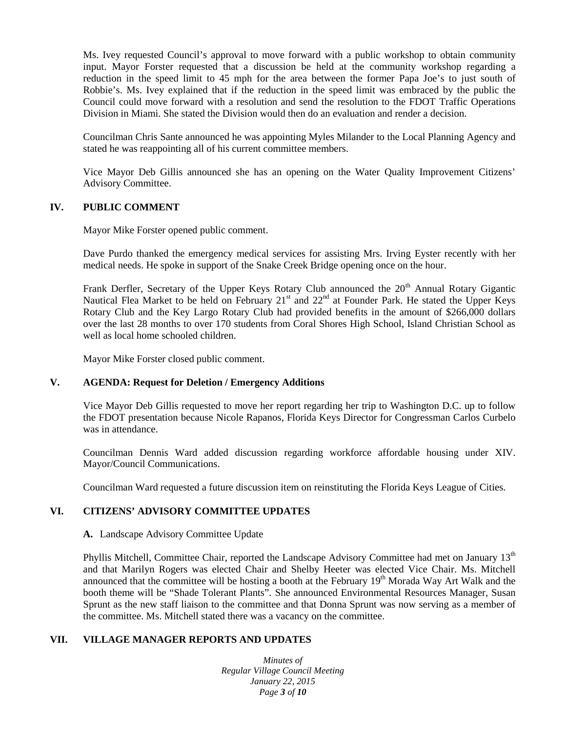Ms. Ivey requested Council's approval to move forward with a public workshop to obtain community input. Mayor Forster requested that a discussion be held at the community workshop regarding a reduction in the speed limit to 45 mph for the area between the former Papa Joe's to just south of Robbie's. Ms. Ivey explained that if the reduction in the speed limit was embraced by the public the Council could move forward with a resolution and send the resolution to the FDOT Traffic Operations Division in Miami. She stated the Division would then do an evaluation and render a decision.

Councilman Chris Sante announced he was appointing Myles Milander to the Local Planning Agency and stated he was reappointing all of his current committee members.

Vice Mayor Deb Gillis announced she has an opening on the Water Quality Improvement Citizens' Advisory Committee.

## IV. PUBLIC COMMENT

Mayor Mike Forster opened public comment.

Dave Purdo thanked the emergency medical services for assisting Mrs. Irving Eyster recently with her medical needs. He spoke in support of the Snake Creek Bridge opening once on the hour.

Frank Derfler, Secretary of the Upper Keys Rotary Club announced the 20th Annual Rotary Gigantic Nautical Flea Market to be held on February 21st and 22nd at Founder Park. He stated the Upper Keys Rotary Club and the Key Largo Rotary Club had provided benefits in the amount of $266,000 dollars over the last 28 months to over 170 students from Coral Shores High School, Island Christian School as well as local home schooled children.

Mayor Mike Forster closed public comment.

## V. AGENDA: Request for Deletion / Emergency Additions

Vice Mayor Deb Gillis requested to move her report regarding her trip to Washington D.C. up to follow the FDOT presentation because Nicole Rapanos, Florida Keys Director for Congressman Carlos Curbelo was in attendance.

Councilman Dennis Ward added discussion regarding workforce affordable housing under XIV. Mayor/Council Communications.

Councilman Ward requested a future discussion item on reinstituting the Florida Keys League of Cities.

## VI. CITIZENS' ADVISORY COMMITTEE UPDATES

**A.** Landscape Advisory Committee Update

Phyllis Mitchell, Committee Chair, reported the Landscape Advisory Committee had met on January 13th and that Marilyn Rogers was elected Chair and Shelby Heeter was elected Vice Chair. Ms. Mitchell announced that the committee will be hosting a booth at the February 19th Morada Way Art Walk and the booth theme will be "Shade Tolerant Plants". She announced Environmental Resources Manager, Susan Sprunt as the new staff liaison to the committee and that Donna Sprunt was now serving as a member of the committee. Ms. Mitchell stated there was a vacancy on the committee.

## VII. VILLAGE MANAGER REPORTS AND UPDATES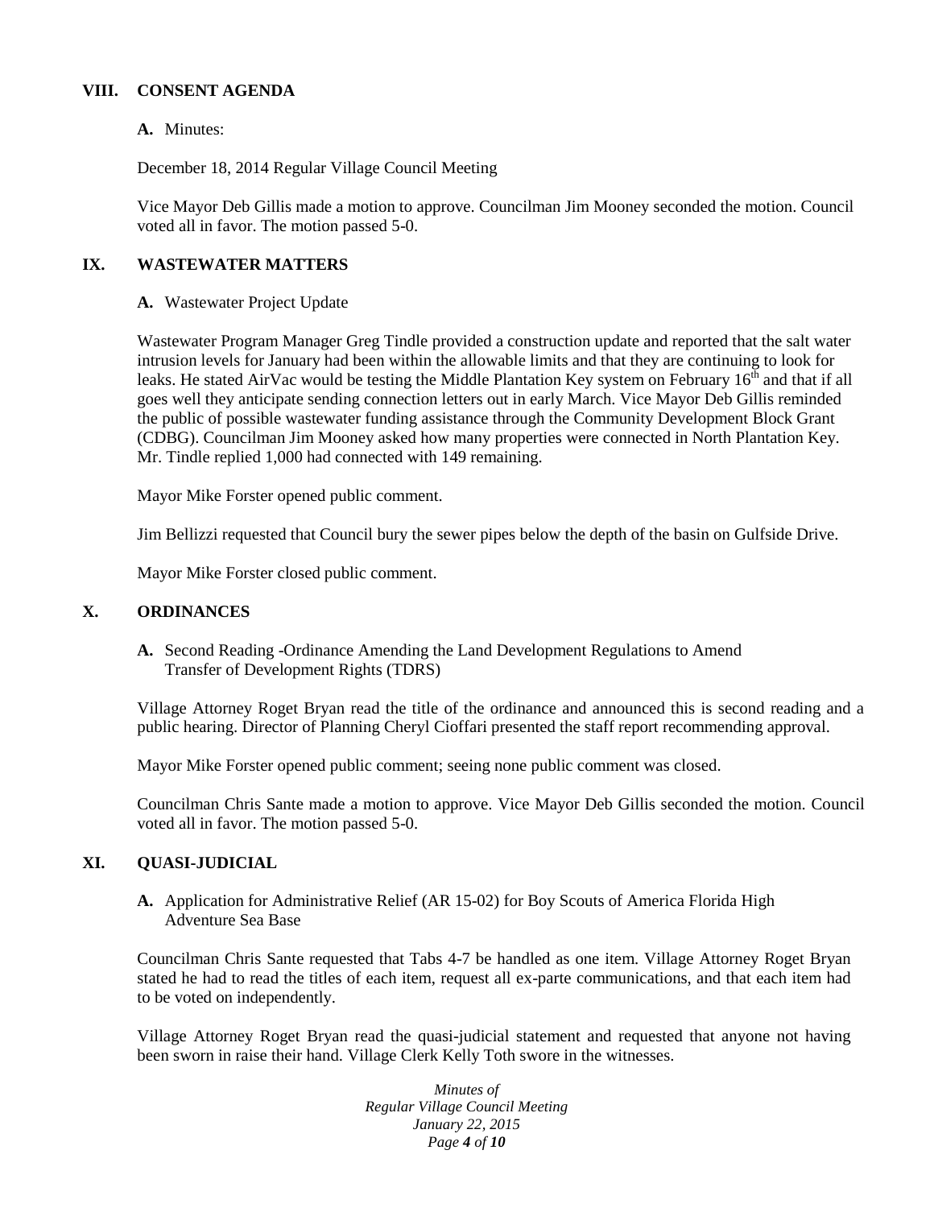## VIII. CONSENT AGENDA

**A.** Minutes:

December 18, 2014 Regular Village Council Meeting

Vice Mayor Deb Gillis made a motion to approve. Councilman Jim Mooney seconded the motion. Council voted all in favor. The motion passed 5-0.

## IX. WASTEWATER MATTERS

**A.** Wastewater Project Update

Wastewater Program Manager Greg Tindle provided a construction update and reported that the salt water intrusion levels for January had been within the allowable limits and that they are continuing to look for leaks. He stated AirVac would be testing the Middle Plantation Key system on February 16th and that if all goes well they anticipate sending connection letters out in early March. Vice Mayor Deb Gillis reminded the public of possible wastewater funding assistance through the Community Development Block Grant (CDBG). Councilman Jim Mooney asked how many properties were connected in North Plantation Key. Mr. Tindle replied 1,000 had connected with 149 remaining.

Mayor Mike Forster opened public comment.

Jim Bellizzi requested that Council bury the sewer pipes below the depth of the basin on Gulfside Drive.

Mayor Mike Forster closed public comment.

## X. ORDINANCES

**A.** Second Reading -Ordinance Amending the Land Development Regulations to Amend Transfer of Development Rights (TDRS)

Village Attorney Roget Bryan read the title of the ordinance and announced this is second reading and a public hearing. Director of Planning Cheryl Cioffari presented the staff report recommending approval.

Mayor Mike Forster opened public comment; seeing none public comment was closed.

Councilman Chris Sante made a motion to approve. Vice Mayor Deb Gillis seconded the motion. Council voted all in favor. The motion passed 5-0.

## XI. QUASI-JUDICIAL

**A.** Application for Administrative Relief (AR 15-02) for Boy Scouts of America Florida High Adventure Sea Base

Councilman Chris Sante requested that Tabs 4-7 be handled as one item. Village Attorney Roget Bryan stated he had to read the titles of each item, request all ex-parte communications, and that each item had to be voted on independently.

Village Attorney Roget Bryan read the quasi-judicial statement and requested that anyone not having been sworn in raise their hand. Village Clerk Kelly Toth swore in the witnesses.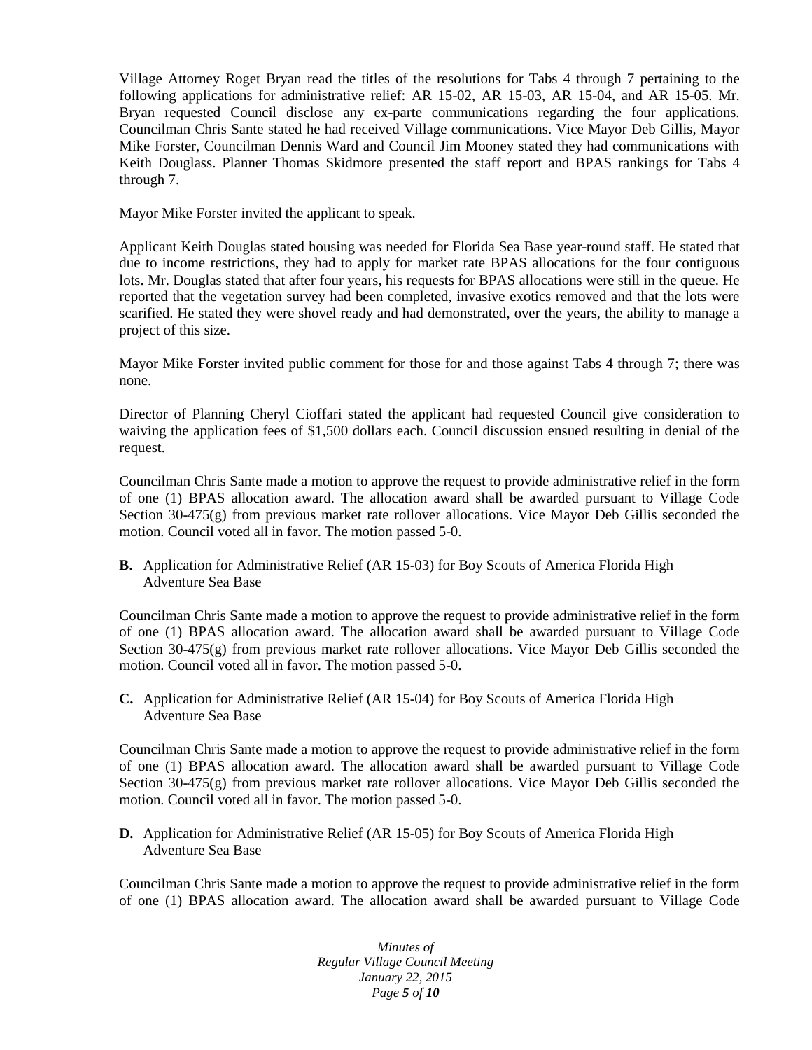Village Attorney Roget Bryan read the titles of the resolutions for Tabs 4 through 7 pertaining to the following applications for administrative relief: AR 15-02, AR 15-03, AR 15-04, and AR 15-05. Mr. Bryan requested Council disclose any ex-parte communications regarding the four applications. Councilman Chris Sante stated he had received Village communications. Vice Mayor Deb Gillis, Mayor Mike Forster, Councilman Dennis Ward and Council Jim Mooney stated they had communications with Keith Douglass. Planner Thomas Skidmore presented the staff report and BPAS rankings for Tabs 4 through 7.

Mayor Mike Forster invited the applicant to speak.

Applicant Keith Douglas stated housing was needed for Florida Sea Base year-round staff. He stated that due to income restrictions, they had to apply for market rate BPAS allocations for the four contiguous lots. Mr. Douglas stated that after four years, his requests for BPAS allocations were still in the queue. He reported that the vegetation survey had been completed, invasive exotics removed and that the lots were scarified. He stated they were shovel ready and had demonstrated, over the years, the ability to manage a project of this size.

Mayor Mike Forster invited public comment for those for and those against Tabs 4 through 7; there was none.

Director of Planning Cheryl Cioffari stated the applicant had requested Council give consideration to waiving the application fees of $1,500 dollars each. Council discussion ensued resulting in denial of the request.

Councilman Chris Sante made a motion to approve the request to provide administrative relief in the form of one (1) BPAS allocation award. The allocation award shall be awarded pursuant to Village Code Section 30-475(g) from previous market rate rollover allocations. Vice Mayor Deb Gillis seconded the motion. Council voted all in favor. The motion passed 5-0.

**B.** Application for Administrative Relief (AR 15-03) for Boy Scouts of America Florida High Adventure Sea Base

Councilman Chris Sante made a motion to approve the request to provide administrative relief in the form of one (1) BPAS allocation award. The allocation award shall be awarded pursuant to Village Code Section 30-475(g) from previous market rate rollover allocations. Vice Mayor Deb Gillis seconded the motion. Council voted all in favor. The motion passed 5-0.

**C.** Application for Administrative Relief (AR 15-04) for Boy Scouts of America Florida High Adventure Sea Base

Councilman Chris Sante made a motion to approve the request to provide administrative relief in the form of one (1) BPAS allocation award. The allocation award shall be awarded pursuant to Village Code Section 30-475(g) from previous market rate rollover allocations. Vice Mayor Deb Gillis seconded the motion. Council voted all in favor. The motion passed 5-0.

**D.** Application for Administrative Relief (AR 15-05) for Boy Scouts of America Florida High Adventure Sea Base

Councilman Chris Sante made a motion to approve the request to provide administrative relief in the form of one (1) BPAS allocation award. The allocation award shall be awarded pursuant to Village Code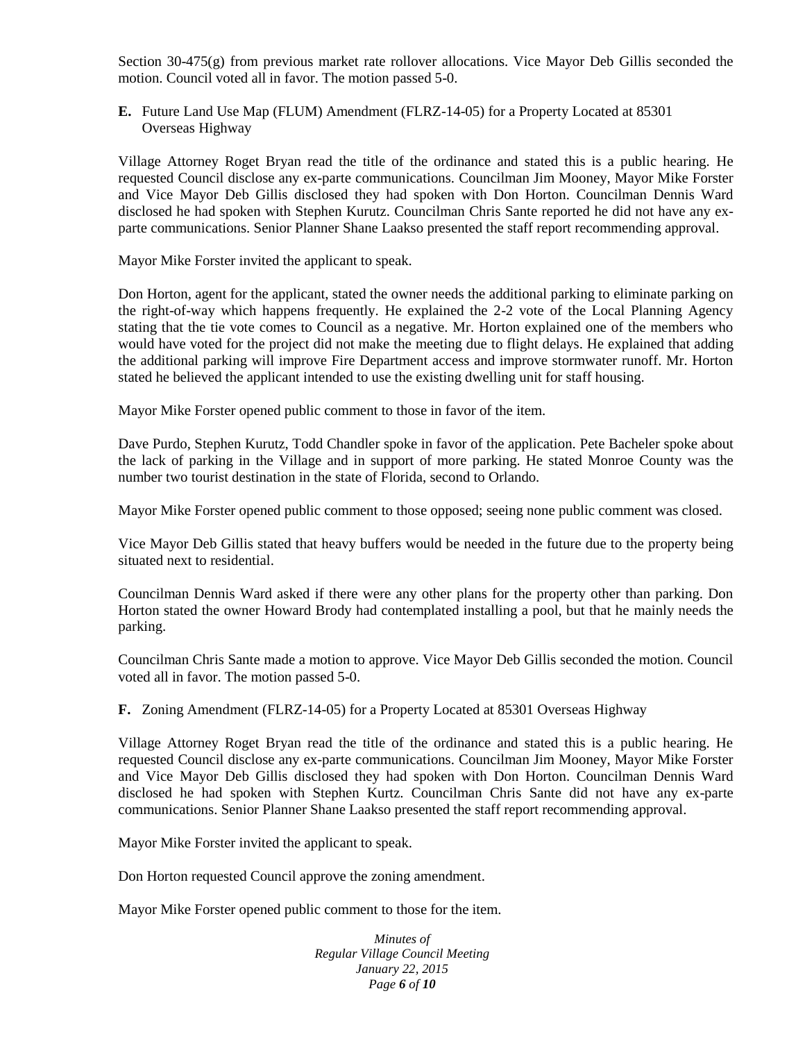Section 30-475(g) from previous market rate rollover allocations. Vice Mayor Deb Gillis seconded the motion. Council voted all in favor. The motion passed 5-0.

**E.** Future Land Use Map (FLUM) Amendment (FLRZ-14-05) for a Property Located at 85301 Overseas Highway

Village Attorney Roget Bryan read the title of the ordinance and stated this is a public hearing. He requested Council disclose any ex-parte communications. Councilman Jim Mooney, Mayor Mike Forster and Vice Mayor Deb Gillis disclosed they had spoken with Don Horton. Councilman Dennis Ward disclosed he had spoken with Stephen Kurutz. Councilman Chris Sante reported he did not have any ex-parte communications. Senior Planner Shane Laakso presented the staff report recommending approval.

Mayor Mike Forster invited the applicant to speak.

Don Horton, agent for the applicant, stated the owner needs the additional parking to eliminate parking on the right-of-way which happens frequently. He explained the 2-2 vote of the Local Planning Agency stating that the tie vote comes to Council as a negative. Mr. Horton explained one of the members who would have voted for the project did not make the meeting due to flight delays. He explained that adding the additional parking will improve Fire Department access and improve stormwater runoff. Mr. Horton stated he believed the applicant intended to use the existing dwelling unit for staff housing.

Mayor Mike Forster opened public comment to those in favor of the item.

Dave Purdo, Stephen Kurutz, Todd Chandler spoke in favor of the application. Pete Bacheler spoke about the lack of parking in the Village and in support of more parking. He stated Monroe County was the number two tourist destination in the state of Florida, second to Orlando.

Mayor Mike Forster opened public comment to those opposed; seeing none public comment was closed.

Vice Mayor Deb Gillis stated that heavy buffers would be needed in the future due to the property being situated next to residential.

Councilman Dennis Ward asked if there were any other plans for the property other than parking. Don Horton stated the owner Howard Brody had contemplated installing a pool, but that he mainly needs the parking.

Councilman Chris Sante made a motion to approve. Vice Mayor Deb Gillis seconded the motion. Council voted all in favor. The motion passed 5-0.

**F.** Zoning Amendment (FLRZ-14-05) for a Property Located at 85301 Overseas Highway

Village Attorney Roget Bryan read the title of the ordinance and stated this is a public hearing. He requested Council disclose any ex-parte communications. Councilman Jim Mooney, Mayor Mike Forster and Vice Mayor Deb Gillis disclosed they had spoken with Don Horton. Councilman Dennis Ward disclosed he had spoken with Stephen Kurtz. Councilman Chris Sante did not have any ex-parte communications. Senior Planner Shane Laakso presented the staff report recommending approval.

Mayor Mike Forster invited the applicant to speak.

Don Horton requested Council approve the zoning amendment.

Mayor Mike Forster opened public comment to those for the item.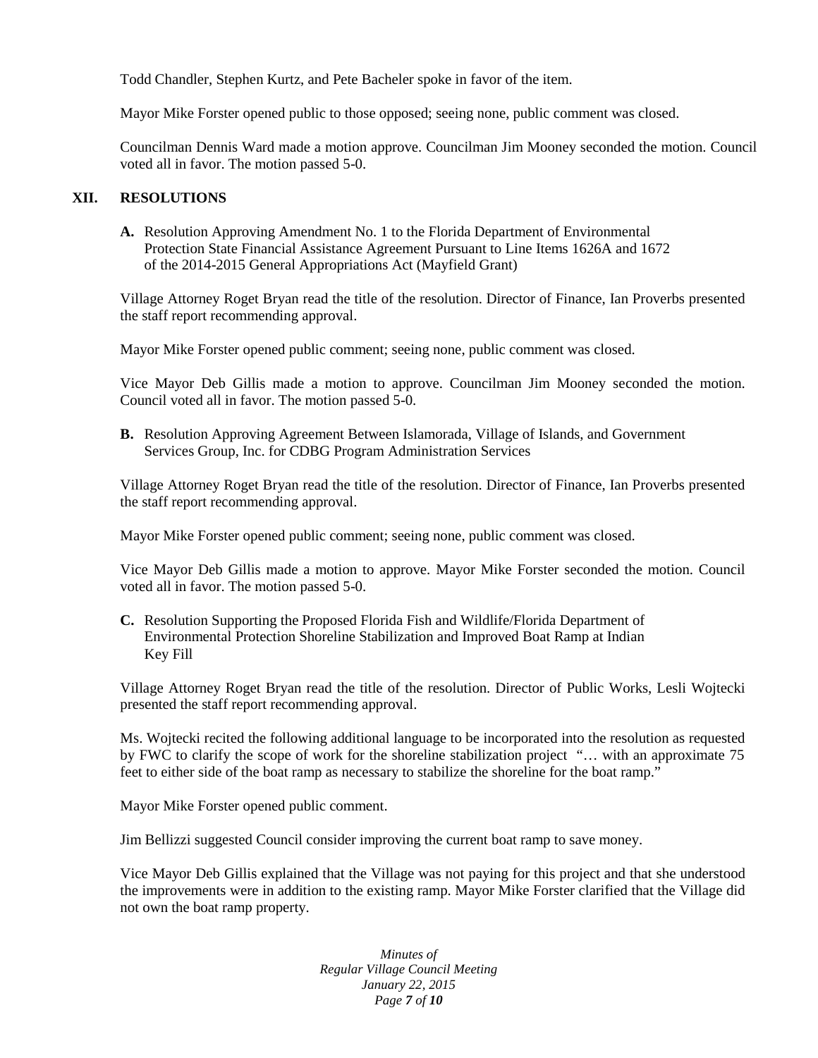Todd Chandler, Stephen Kurtz, and Pete Bacheler spoke in favor of the item.

Mayor Mike Forster opened public to those opposed; seeing none, public comment was closed.

Councilman Dennis Ward made a motion approve. Councilman Jim Mooney seconded the motion. Council voted all in favor. The motion passed 5-0.

## XII. RESOLUTIONS

**A.** Resolution Approving Amendment No. 1 to the Florida Department of Environmental Protection State Financial Assistance Agreement Pursuant to Line Items 1626A and 1672 of the 2014-2015 General Appropriations Act (Mayfield Grant)

Village Attorney Roget Bryan read the title of the resolution. Director of Finance, Ian Proverbs presented the staff report recommending approval.

Mayor Mike Forster opened public comment; seeing none, public comment was closed.

Vice Mayor Deb Gillis made a motion to approve. Councilman Jim Mooney seconded the motion. Council voted all in favor. The motion passed 5-0.

**B.** Resolution Approving Agreement Between Islamorada, Village of Islands, and Government Services Group, Inc. for CDBG Program Administration Services

Village Attorney Roget Bryan read the title of the resolution. Director of Finance, Ian Proverbs presented the staff report recommending approval.

Mayor Mike Forster opened public comment; seeing none, public comment was closed.

Vice Mayor Deb Gillis made a motion to approve. Mayor Mike Forster seconded the motion. Council voted all in favor. The motion passed 5-0.

**C.** Resolution Supporting the Proposed Florida Fish and Wildlife/Florida Department of Environmental Protection Shoreline Stabilization and Improved Boat Ramp at Indian Key Fill

Village Attorney Roget Bryan read the title of the resolution. Director of Public Works, Lesli Wojtecki presented the staff report recommending approval.

Ms. Wojtecki recited the following additional language to be incorporated into the resolution as requested by FWC to clarify the scope of work for the shoreline stabilization project "… with an approximate 75 feet to either side of the boat ramp as necessary to stabilize the shoreline for the boat ramp."

Mayor Mike Forster opened public comment.

Jim Bellizzi suggested Council consider improving the current boat ramp to save money.

Vice Mayor Deb Gillis explained that the Village was not paying for this project and that she understood the improvements were in addition to the existing ramp. Mayor Mike Forster clarified that the Village did not own the boat ramp property.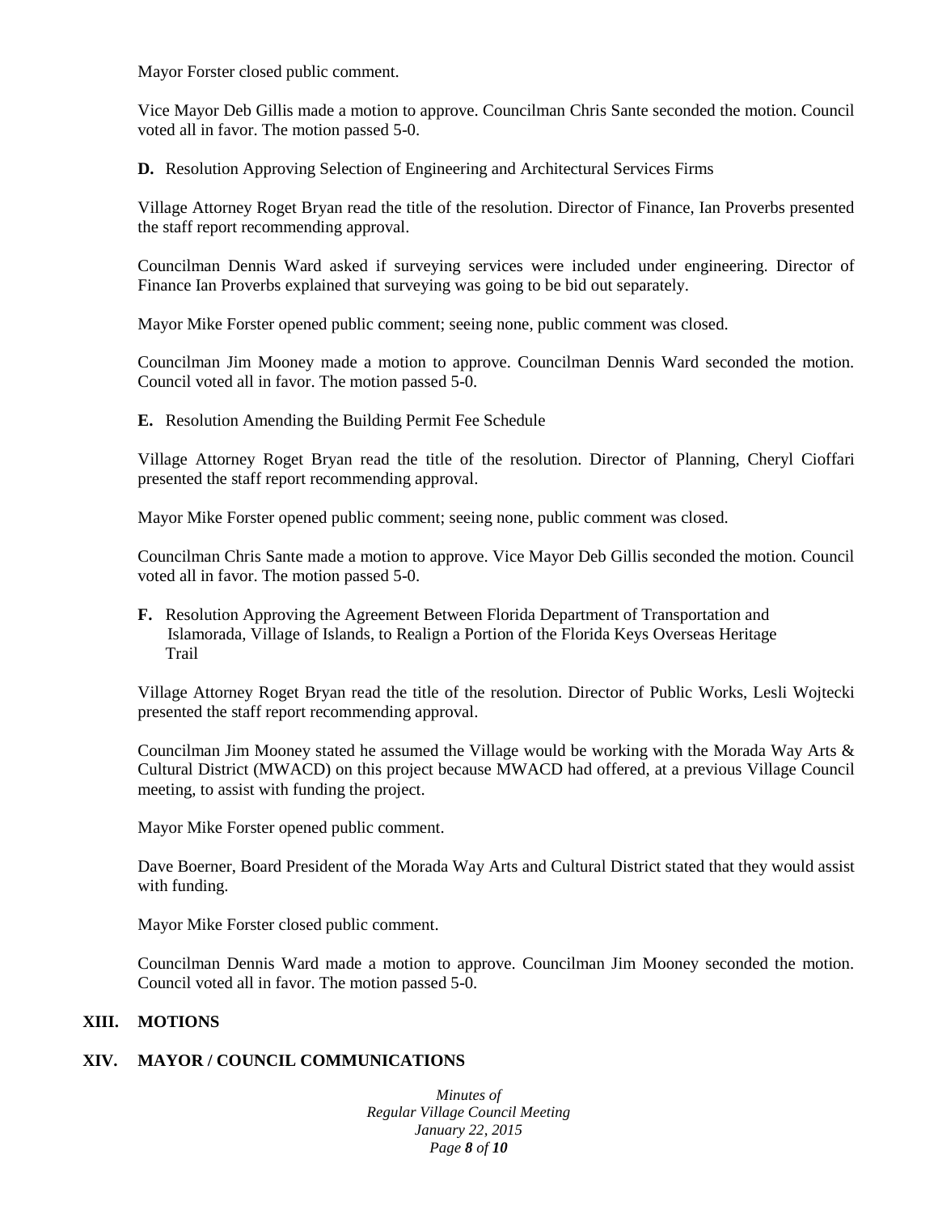Mayor Forster closed public comment.

Vice Mayor Deb Gillis made a motion to approve. Councilman Chris Sante seconded the motion. Council voted all in favor. The motion passed 5-0.

**D.** Resolution Approving Selection of Engineering and Architectural Services Firms

Village Attorney Roget Bryan read the title of the resolution. Director of Finance, Ian Proverbs presented the staff report recommending approval.

Councilman Dennis Ward asked if surveying services were included under engineering. Director of Finance Ian Proverbs explained that surveying was going to be bid out separately.

Mayor Mike Forster opened public comment; seeing none, public comment was closed.

Councilman Jim Mooney made a motion to approve. Councilman Dennis Ward seconded the motion. Council voted all in favor. The motion passed 5-0.

**E.** Resolution Amending the Building Permit Fee Schedule

Village Attorney Roget Bryan read the title of the resolution. Director of Planning, Cheryl Cioffari presented the staff report recommending approval.

Mayor Mike Forster opened public comment; seeing none, public comment was closed.

Councilman Chris Sante made a motion to approve. Vice Mayor Deb Gillis seconded the motion. Council voted all in favor. The motion passed 5-0.

**F.** Resolution Approving the Agreement Between Florida Department of Transportation and Islamorada, Village of Islands, to Realign a Portion of the Florida Keys Overseas Heritage Trail

Village Attorney Roget Bryan read the title of the resolution. Director of Public Works, Lesli Wojtecki presented the staff report recommending approval.

Councilman Jim Mooney stated he assumed the Village would be working with the Morada Way Arts & Cultural District (MWACD) on this project because MWACD had offered, at a previous Village Council meeting, to assist with funding the project.

Mayor Mike Forster opened public comment.

Dave Boerner, Board President of the Morada Way Arts and Cultural District stated that they would assist with funding.

Mayor Mike Forster closed public comment.

Councilman Dennis Ward made a motion to approve. Councilman Jim Mooney seconded the motion. Council voted all in favor. The motion passed 5-0.

## XIII. MOTIONS

## XIV. MAYOR / COUNCIL COMMUNICATIONS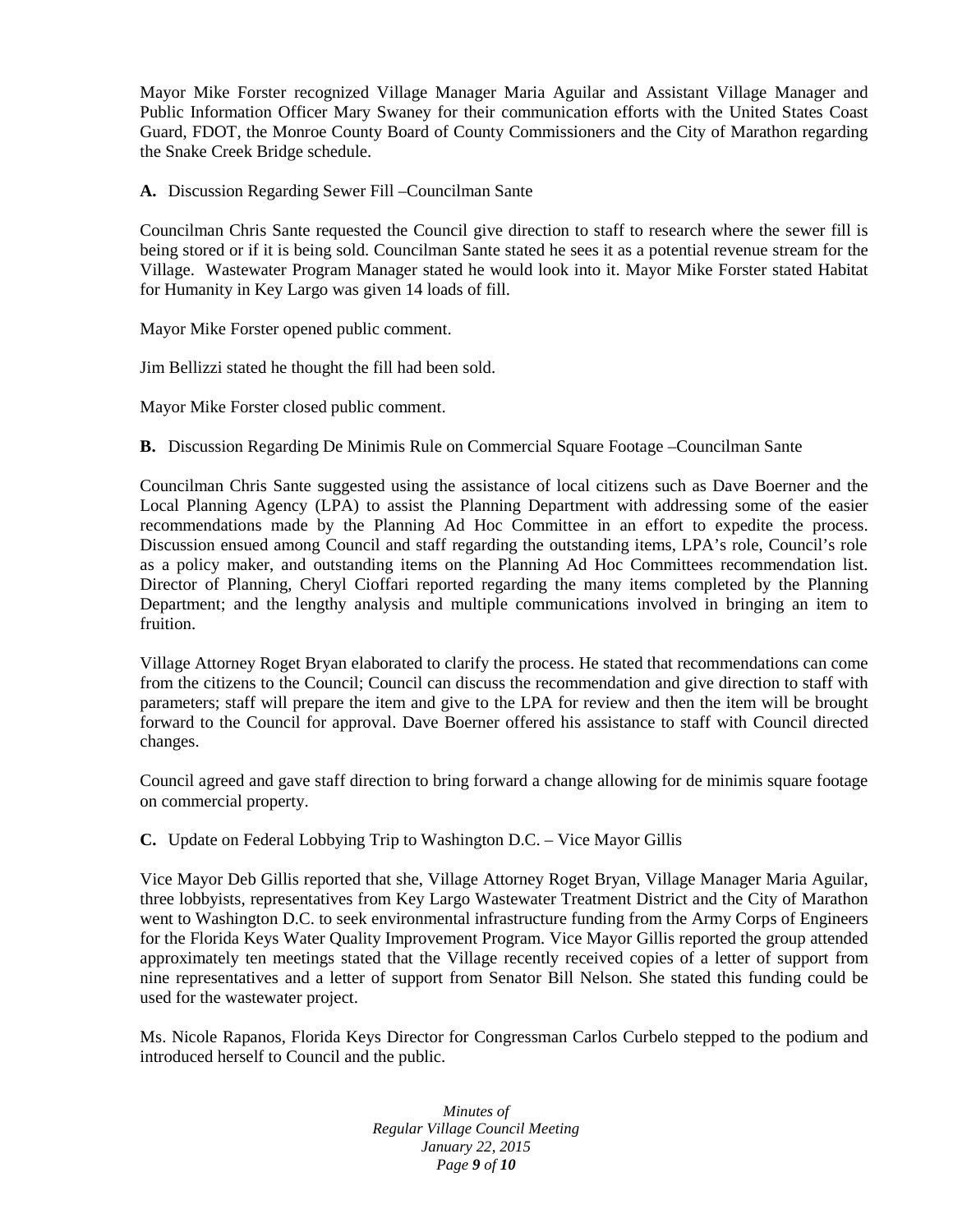Mayor Mike Forster recognized Village Manager Maria Aguilar and Assistant Village Manager and Public Information Officer Mary Swaney for their communication efforts with the United States Coast Guard, FDOT, the Monroe County Board of County Commissioners and the City of Marathon regarding the Snake Creek Bridge schedule.

**A.** Discussion Regarding Sewer Fill –Councilman Sante

Councilman Chris Sante requested the Council give direction to staff to research where the sewer fill is being stored or if it is being sold. Councilman Sante stated he sees it as a potential revenue stream for the Village. Wastewater Program Manager stated he would look into it. Mayor Mike Forster stated Habitat for Humanity in Key Largo was given 14 loads of fill.

Mayor Mike Forster opened public comment.

Jim Bellizzi stated he thought the fill had been sold.

Mayor Mike Forster closed public comment.

**B.** Discussion Regarding De Minimis Rule on Commercial Square Footage –Councilman Sante

Councilman Chris Sante suggested using the assistance of local citizens such as Dave Boerner and the Local Planning Agency (LPA) to assist the Planning Department with addressing some of the easier recommendations made by the Planning Ad Hoc Committee in an effort to expedite the process. Discussion ensued among Council and staff regarding the outstanding items, LPA's role, Council's role as a policy maker, and outstanding items on the Planning Ad Hoc Committees recommendation list. Director of Planning, Cheryl Cioffari reported regarding the many items completed by the Planning Department; and the lengthy analysis and multiple communications involved in bringing an item to fruition.

Village Attorney Roget Bryan elaborated to clarify the process. He stated that recommendations can come from the citizens to the Council; Council can discuss the recommendation and give direction to staff with parameters; staff will prepare the item and give to the LPA for review and then the item will be brought forward to the Council for approval. Dave Boerner offered his assistance to staff with Council directed changes.

Council agreed and gave staff direction to bring forward a change allowing for de minimis square footage on commercial property.

**C.** Update on Federal Lobbying Trip to Washington D.C. – Vice Mayor Gillis

Vice Mayor Deb Gillis reported that she, Village Attorney Roget Bryan, Village Manager Maria Aguilar, three lobbyists, representatives from Key Largo Wastewater Treatment District and the City of Marathon went to Washington D.C. to seek environmental infrastructure funding from the Army Corps of Engineers for the Florida Keys Water Quality Improvement Program. Vice Mayor Gillis reported the group attended approximately ten meetings stated that the Village recently received copies of a letter of support from nine representatives and a letter of support from Senator Bill Nelson. She stated this funding could be used for the wastewater project.

Ms. Nicole Rapanos, Florida Keys Director for Congressman Carlos Curbelo stepped to the podium and introduced herself to Council and the public.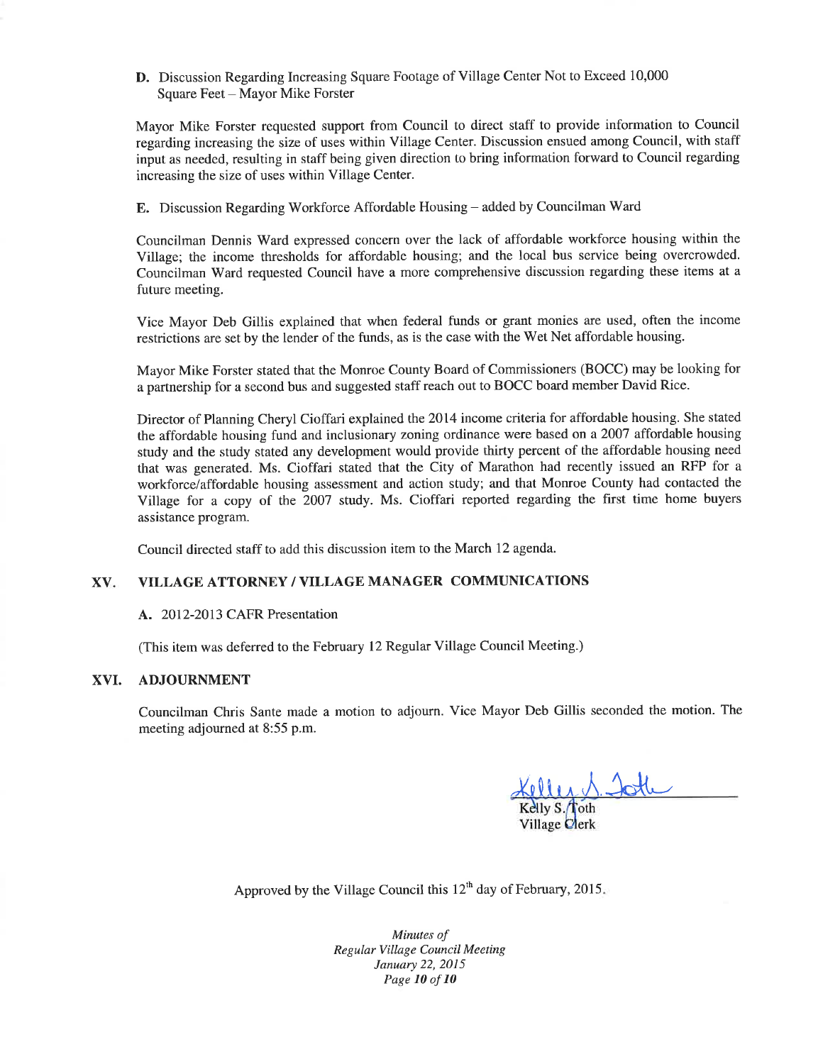**D.** Discussion Regarding Increasing Square Footage of Village Center Not to Exceed 10,000 Square Feet – Mayor Mike Forster

Mayor Mike Forster requested support from Council to direct staff to provide information to Council regarding increasing the size of uses within Village Center. Discussion ensued among Council, with staff input as needed, resulting in staff being given direction to bring information forward to Council regarding increasing the size of uses within Village Center.

**E.** Discussion Regarding Workforce Affordable Housing – added by Councilman Ward

Councilman Dennis Ward expressed concern over the lack of affordable workforce housing within the Village; the income thresholds for affordable housing; and the local bus service being overcrowded. Councilman Ward requested Council have a more comprehensive discussion regarding these items at a future meeting.

Vice Mayor Deb Gillis explained that when federal funds or grant monies are used, often the income restrictions are set by the lender of the funds, as is the case with the Wet Net affordable housing.

Mayor Mike Forster stated that the Monroe County Board of Commissioners (BOCC) may be looking for a partnership for a second bus and suggested staff reach out to BOCC board member David Rice.

Director of Planning Cheryl Cioffari explained the 2014 income criteria for affordable housing. She stated the affordable housing fund and inclusionary zoning ordinance were based on a 2007 affordable housing study and the study stated any development would provide thirty percent of the affordable housing need that was generated. Ms. Cioffari stated that the City of Marathon had recently issued an RFP for a workforce/affordable housing assessment and action study; and that Monroe County had contacted the Village for a copy of the 2007 study. Ms. Cioffari reported regarding the first time home buyers assistance program.

Council directed staff to add this discussion item to the March 12 agenda.

## XV. VILLAGE ATTORNEY / VILLAGE MANAGER COMMUNICATIONS

**A.** 2012-2013 CAFR Presentation

(This item was deferred to the February 12 Regular Village Council Meeting.)

## XVI. ADJOURNMENT

Councilman Chris Sante made a motion to adjourn. Vice Mayor Deb Gillis seconded the motion. The meeting adjourned at 8:55 p.m.

Kelly S. Toth
Village Clerk

Approved by the Village Council this 12th day of February, 2015.

*Minutes of*
*Regular Village Council Meeting*
*January 22, 2015*